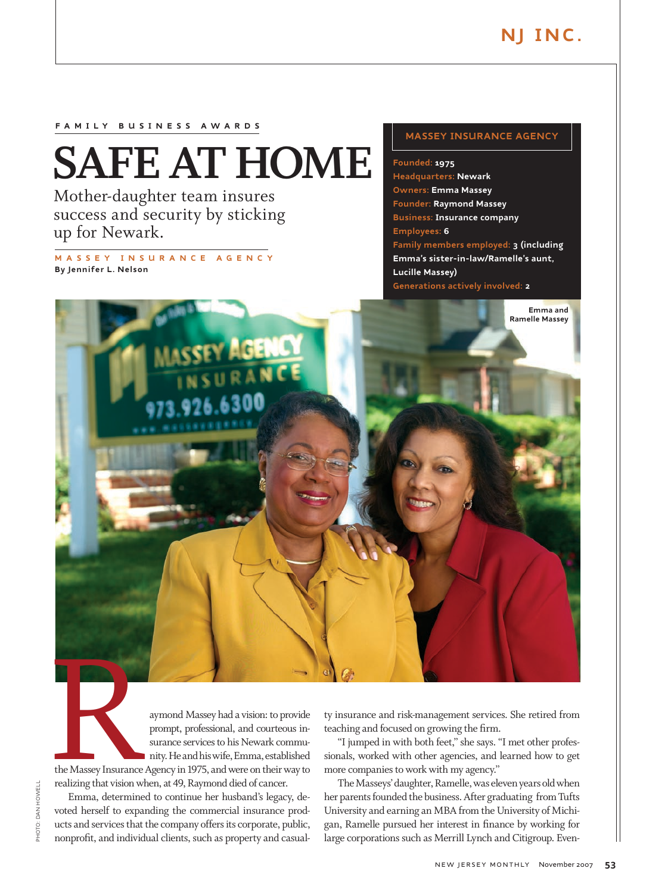FAMILY BUSINESS AWARDS

# SAFE AT HOME

Mother-daughter team insures success and security by sticking up for Newark.

MASSEY INSURANCE AGENCY

By Jennifer L. Nelson

## MASSEY INSURANCE AGENCY

**Founded:** 1975
**Headquarters:** Newark
**Owners:** Emma Massey
**Founder:** Raymond Massey
**Business:** Insurance company
**Employees:** 6
**Family members employed:** 3 (including Emma's sister-in-law/Ramelle's aunt, Lucille Massey)
**Generations actively involved:** 2

Emma and Ramelle Massey

PHOTO: DAN HOWELL

Raymond Massey had a vision: to provide prompt, professional, and courteous insurance services to his Newark community. He and his wife, Emma, established the Massey Insurance Agency in 1975, and were on their way to realizing that vision when, at 49, Raymond died of cancer.

Emma, determined to continue her husband's legacy, devoted herself to expanding the commercial insurance products and services that the company offers its corporate, public, nonprofit, and individual clients, such as property and casualty insurance and risk-management services. She retired from teaching and focused on growing the firm.

"I jumped in with both feet," she says. "I met other professionals, worked with other agencies, and learned how to get more companies to work with my agency."

The Masseys' daughter, Ramelle, was eleven years old when her parents founded the business. After graduating from Tufts University and earning an MBA from the University of Michigan, Ramelle pursued her interest in finance by working for large corporations such as Merrill Lynch and Citigroup. Even-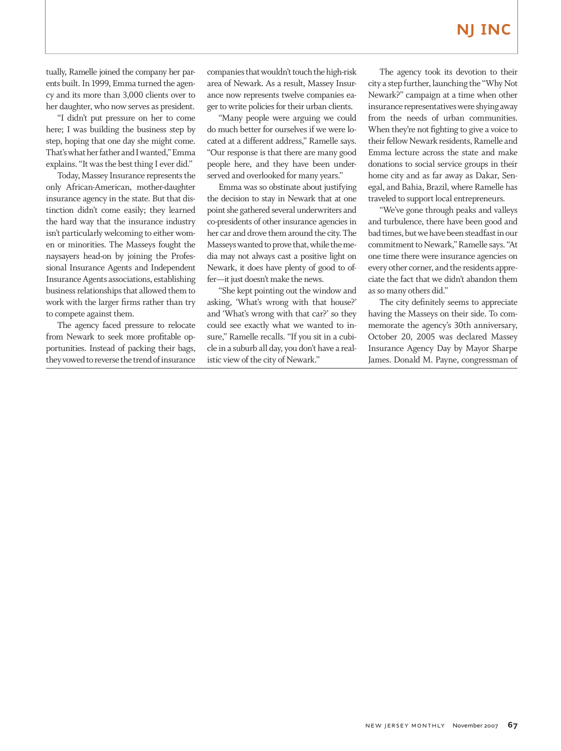tually, Ramelle joined the company her parents built. In 1999, Emma turned the agency and its more than 3,000 clients over to her daughter, who now serves as president.

"I didn't put pressure on her to come here; I was building the business step by step, hoping that one day she might come. That's what her father and I wanted," Emma explains. "It was the best thing I ever did."

Today, Massey Insurance represents the only African-American, mother-daughter insurance agency in the state. But that distinction didn't come easily; they learned the hard way that the insurance industry isn't particularly welcoming to either women or minorities. The Masseys fought the naysayers head-on by joining the Professional Insurance Agents and Independent Insurance Agents associations, establishing business relationships that allowed them to work with the larger firms rather than try to compete against them.

The agency faced pressure to relocate from Newark to seek more profitable opportunities. Instead of packing their bags, they vowed to reverse the trend of insurance companies that wouldn't touch the high-risk area of Newark. As a result, Massey Insurance now represents twelve companies eager to write policies for their urban clients.

"Many people were arguing we could do much better for ourselves if we were located at a different address," Ramelle says. "Our response is that there are many good people here, and they have been underserved and overlooked for many years."

Emma was so obstinate about justifying the decision to stay in Newark that at one point she gathered several underwriters and co-presidents of other insurance agencies in her car and drove them around the city. The Masseys wanted to prove that, while the media may not always cast a positive light on Newark, it does have plenty of good to offer—it just doesn't make the news.

"She kept pointing out the window and asking, 'What's wrong with that house?' and 'What's wrong with that car?' so they could see exactly what we wanted to insure," Ramelle recalls. "If you sit in a cubicle in a suburb all day, you don't have a realistic view of the city of Newark."

The agency took its devotion to their city a step further, launching the "Why Not Newark?" campaign at a time when other insurance representatives were shying away from the needs of urban communities. When they're not fighting to give a voice to their fellow Newark residents, Ramelle and Emma lecture across the state and make donations to social service groups in their home city and as far away as Dakar, Senegal, and Bahia, Brazil, where Ramelle has traveled to support local entrepreneurs.

"We've gone through peaks and valleys and turbulence, there have been good and bad times, but we have been steadfast in our commitment to Newark," Ramelle says. "At one time there were insurance agencies on every other corner, and the residents appreciate the fact that we didn't abandon them as so many others did."

The city definitely seems to appreciate having the Masseys on their side. To commemorate the agency's 30th anniversary, October 20, 2005 was declared Massey Insurance Agency Day by Mayor Sharpe James. Donald M. Payne, congressman of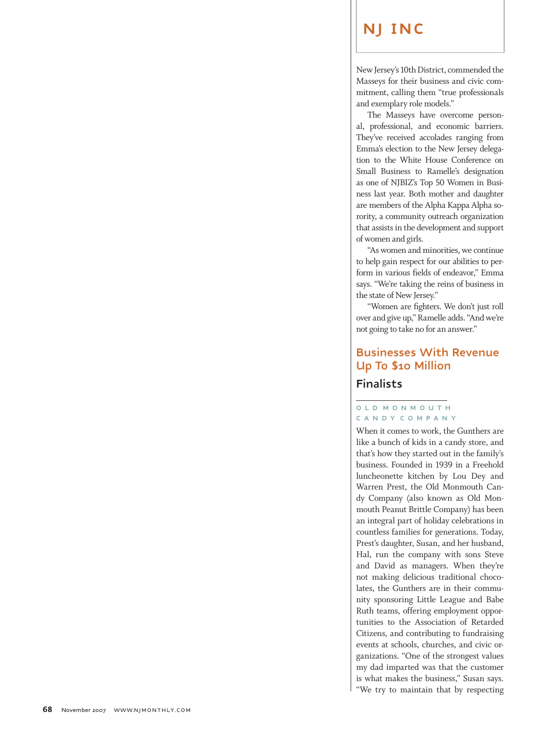New Jersey's 10th District, commended the Masseys for their business and civic commitment, calling them "true professionals and exemplary role models."

The Masseys have overcome personal, professional, and economic barriers. They've received accolades ranging from Emma's election to the New Jersey delegation to the White House Conference on Small Business to Ramelle's designation as one of NJBIZ's Top 50 Women in Business last year. Both mother and daughter are members of the Alpha Kappa Alpha sorority, a community outreach organization that assists in the development and support of women and girls.

"As women and minorities, we continue to help gain respect for our abilities to perform in various fields of endeavor," Emma says. "We're taking the reins of business in the state of New Jersey."

"Women are fighters. We don't just roll over and give up," Ramelle adds. "And we're not going to take no for an answer."

## Businesses With Revenue Up To $10 Million

### Finalists

#### OLD MONMOUTH CANDY COMPANY

When it comes to work, the Gunthers are like a bunch of kids in a candy store, and that's how they started out in the family's business. Founded in 1939 in a Freehold luncheonette kitchen by Lou Dey and Warren Prest, the Old Monmouth Candy Company (also known as Old Monmouth Peanut Brittle Company) has been an integral part of holiday celebrations in countless families for generations. Today, Prest's daughter, Susan, and her husband, Hal, run the company with sons Steve and David as managers. When they're not making delicious traditional chocolates, the Gunthers are in their community sponsoring Little League and Babe Ruth teams, offering employment opportunities to the Association of Retarded Citizens, and contributing to fundraising events at schools, churches, and civic organizations. "One of the strongest values my dad imparted was that the customer is what makes the business," Susan says. "We try to maintain that by respecting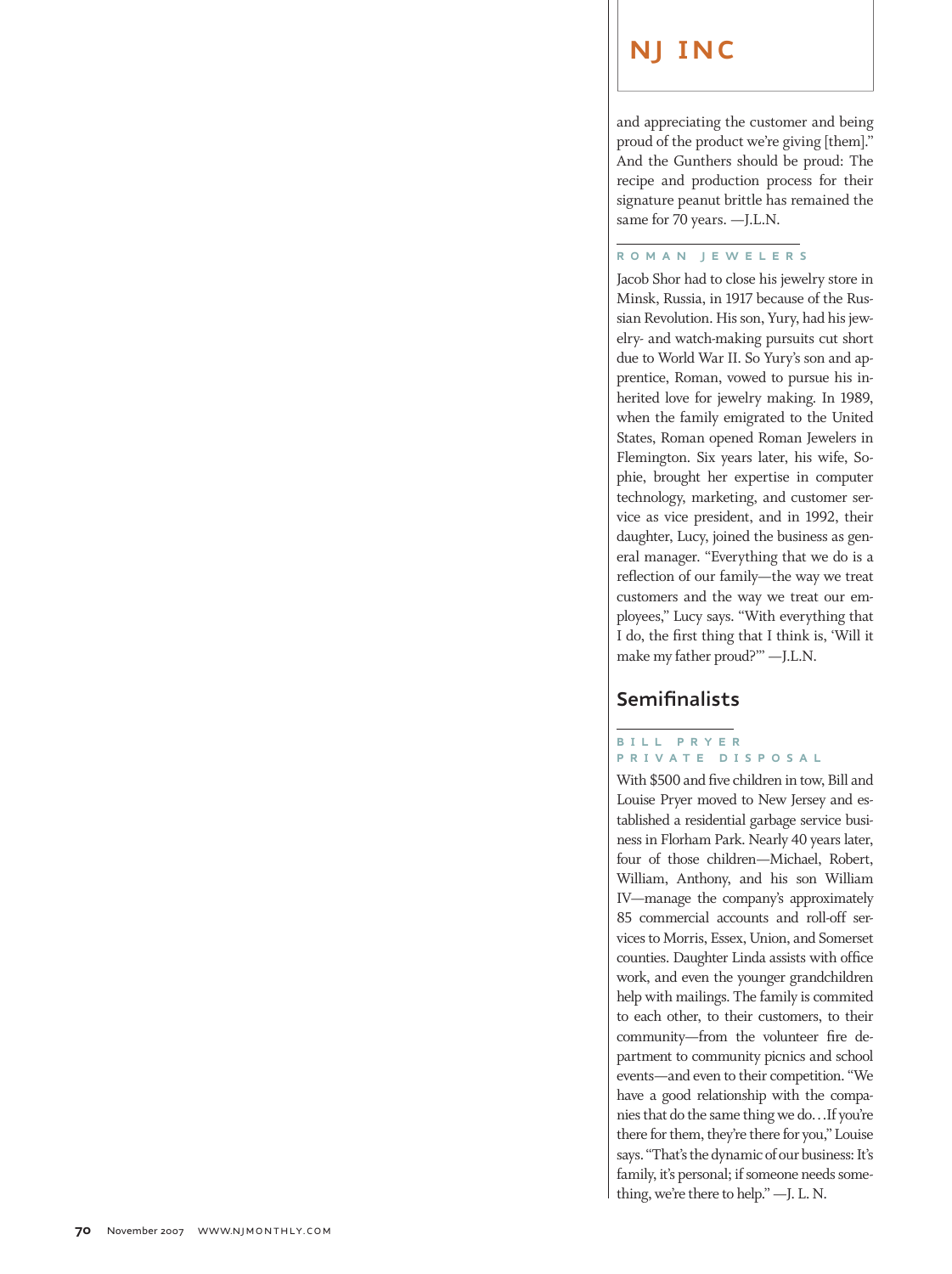and appreciating the customer and being proud of the product we're giving [them]." And the Gunthers should be proud: The recipe and production process for their signature peanut brittle has remained the same for 70 years. —J.L.N.

### ROMAN JEWELERS

Jacob Shor had to close his jewelry store in Minsk, Russia, in 1917 because of the Russian Revolution. His son, Yury, had his jewelry- and watch-making pursuits cut short due to World War II. So Yury's son and apprentice, Roman, vowed to pursue his inherited love for jewelry making. In 1989, when the family emigrated to the United States, Roman opened Roman Jewelers in Flemington. Six years later, his wife, Sophie, brought her expertise in computer technology, marketing, and customer service as vice president, and in 1992, their daughter, Lucy, joined the business as general manager. "Everything that we do is a reflection of our family—the way we treat customers and the way we treat our employees," Lucy says. "With everything that I do, the first thing that I think is, 'Will it make my father proud?'" —J.L.N.

## Semifinalists

### BILL PRYER PRIVATE DISPOSAL

With $500 and five children in tow, Bill and Louise Pryer moved to New Jersey and established a residential garbage service business in Florham Park. Nearly 40 years later, four of those children—Michael, Robert, William, Anthony, and his son William IV—manage the company's approximately 85 commercial accounts and roll-off services to Morris, Essex, Union, and Somerset counties. Daughter Linda assists with office work, and even the younger grandchildren help with mailings. The family is commited to each other, to their customers, to their community—from the volunteer fire department to community picnics and school events—and even to their competition. "We have a good relationship with the companies that do the same thing we do…If you're there for them, they're there for you," Louise says. "That's the dynamic of our business: It's family, it's personal; if someone needs something, we're there to help." —J. L. N.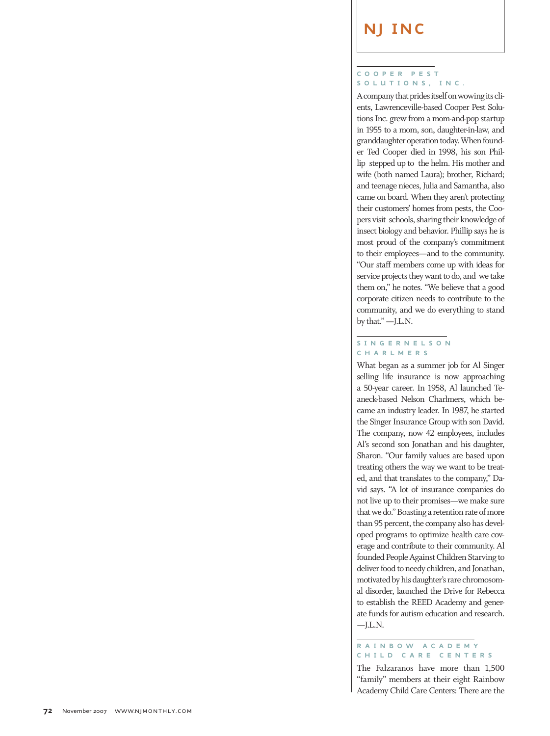## NJ INC

### COOPER PEST SOLUTIONS, INC.

A company that prides itself on wowing its clients, Lawrenceville-based Cooper Pest Solutions Inc. grew from a mom-and-pop startup in 1955 to a mom, son, daughter-in-law, and granddaughter operation today. When founder Ted Cooper died in 1998, his son Phillip stepped up to the helm. His mother and wife (both named Laura); brother, Richard; and teenage nieces, Julia and Samantha, also came on board. When they aren't protecting their customers' homes from pests, the Coopers visit schools, sharing their knowledge of insect biology and behavior. Phillip says he is most proud of the company's commitment to their employees—and to the community. "Our staff members come up with ideas for service projects they want to do, and we take them on," he notes. "We believe that a good corporate citizen needs to contribute to the community, and we do everything to stand by that." —J.L.N.

### SINGERNELSON CHARLMERS

What began as a summer job for Al Singer selling life insurance is now approaching a 50-year career. In 1958, Al launched Teaneck-based Nelson Charlmers, which became an industry leader. In 1987, he started the Singer Insurance Group with son David. The company, now 42 employees, includes Al's second son Jonathan and his daughter, Sharon. "Our family values are based upon treating others the way we want to be treated, and that translates to the company," David says. "A lot of insurance companies do not live up to their promises—we make sure that we do." Boasting a retention rate of more than 95 percent, the company also has developed programs to optimize health care coverage and contribute to their community. Al founded People Against Children Starving to deliver food to needy children, and Jonathan, motivated by his daughter's rare chromosomal disorder, launched the Drive for Rebecca to establish the REED Academy and generate funds for autism education and research. —J.L.N.

### RAINBOW ACADEMY CHILD CARE CENTERS

The Falzaranos have more than 1,500 "family" members at their eight Rainbow Academy Child Care Centers: There are the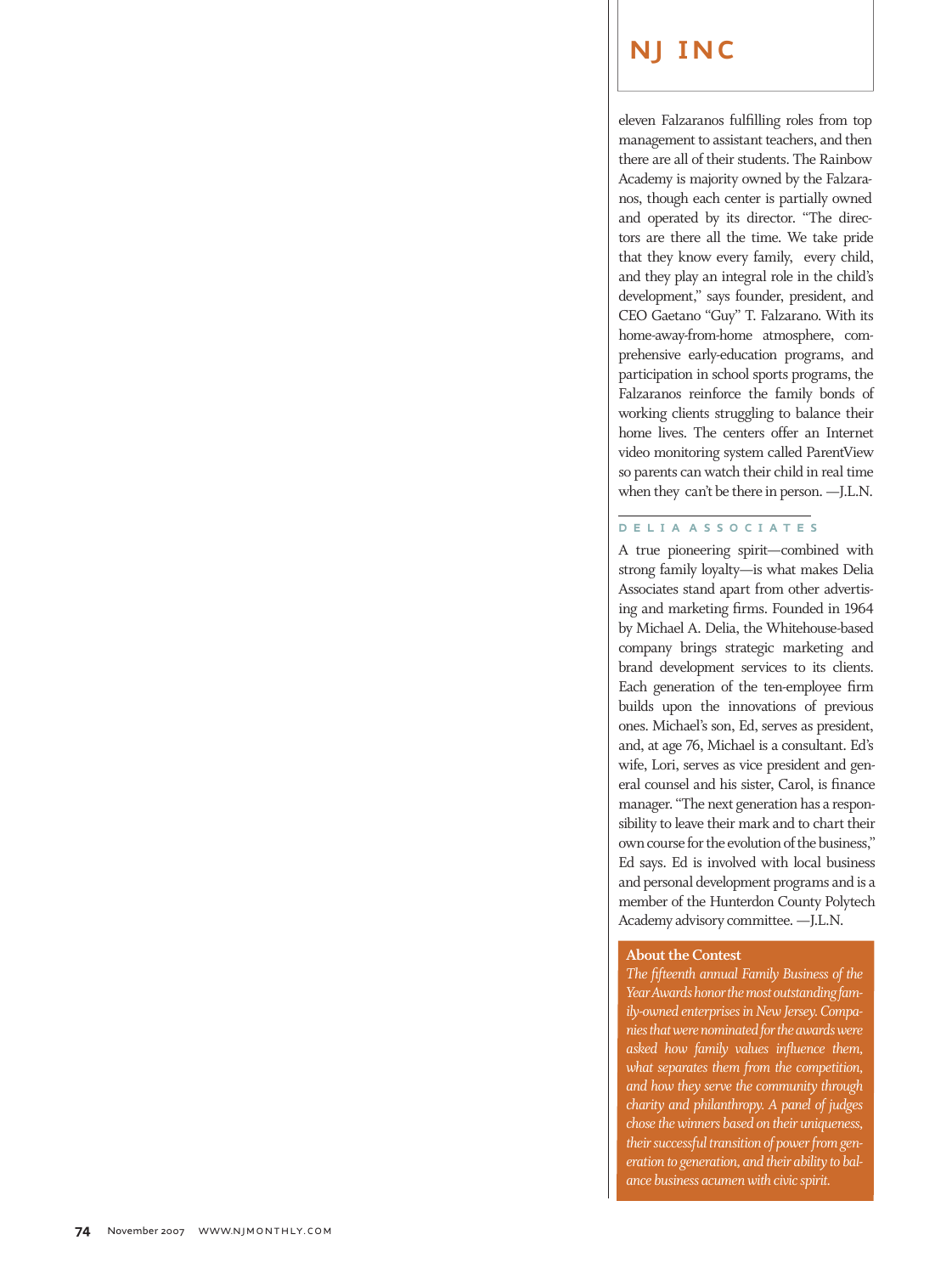eleven Falzaranos fulfilling roles from top management to assistant teachers, and then there are all of their students. The Rainbow Academy is majority owned by the Falzaranos, though each center is partially owned and operated by its director. "The directors are there all the time. We take pride that they know every family, every child, and they play an integral role in the child's development," says founder, president, and CEO Gaetano "Guy" T. Falzarano. With its home-away-from-home atmosphere, comprehensive early-education programs, and participation in school sports programs, the Falzaranos reinforce the family bonds of working clients struggling to balance their home lives. The centers offer an Internet video monitoring system called ParentView so parents can watch their child in real time when they can't be there in person. —J.L.N.

### DELIA ASSOCIATES

A true pioneering spirit—combined with strong family loyalty—is what makes Delia Associates stand apart from other advertising and marketing firms. Founded in 1964 by Michael A. Delia, the Whitehouse-based company brings strategic marketing and brand development services to its clients. Each generation of the ten-employee firm builds upon the innovations of previous ones. Michael's son, Ed, serves as president, and, at age 76, Michael is a consultant. Ed's wife, Lori, serves as vice president and general counsel and his sister, Carol, is finance manager. "The next generation has a responsibility to leave their mark and to chart their own course for the evolution of the business," Ed says. Ed is involved with local business and personal development programs and is a member of the Hunterdon County Polytech Academy advisory committee. —J.L.N.

**About the Contest**

*The fifteenth annual Family Business of the Year Awards honor the most outstanding family-owned enterprises in New Jersey. Companies that were nominated for the awards were asked how family values influence them, what separates them from the competition, and how they serve the community through charity and philanthropy. A panel of judges chose the winners based on their uniqueness, their successful transition of power from generation to generation, and their ability to balance business acumen with civic spirit.*